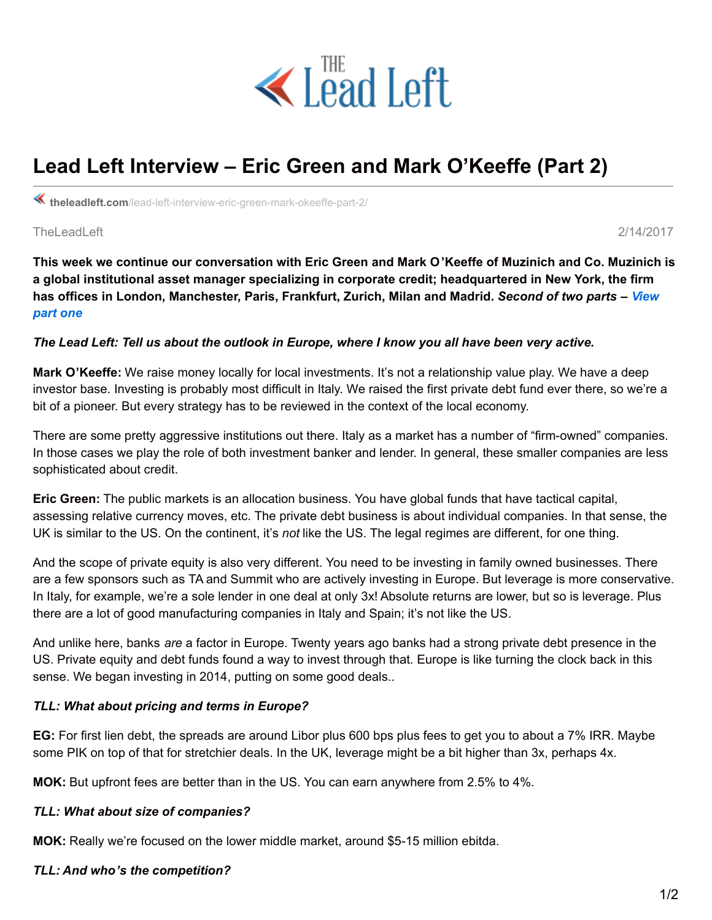# Lead Left Interview – Eric Green and Mark O'Keeffe (Part 2)

theleadleft.com/lead-left-interview-eric-green-mark-okeeffe-part-2/

TheLeadLeft 2/14/2017

**This week we continue our conversation with Eric Green and Mark O'Keeffe of Muzinich and Co. Muzinich is a global institutional asset manager specializing in corporate credit; headquartered in New York, the firm has offices in London, Manchester, Paris, Frankfurt, Zurich, Milan and Madrid. *Second of two parts – View part one***

***The Lead Left: Tell us about the outlook in Europe, where I know you all have been very active.***

**Mark O'Keeffe:** We raise money locally for local investments. It's not a relationship value play. We have a deep investor base. Investing is probably most difficult in Italy. We raised the first private debt fund ever there, so we're a bit of a pioneer. But every strategy has to be reviewed in the context of the local economy.

There are some pretty aggressive institutions out there. Italy as a market has a number of "firm-owned" companies. In those cases we play the role of both investment banker and lender. In general, these smaller companies are less sophisticated about credit.

**Eric Green:** The public markets is an allocation business. You have global funds that have tactical capital, assessing relative currency moves, etc. The private debt business is about individual companies. In that sense, the UK is similar to the US. On the continent, it's *not* like the US. The legal regimes are different, for one thing.

And the scope of private equity is also very different. You need to be investing in family owned businesses. There are a few sponsors such as TA and Summit who are actively investing in Europe. But leverage is more conservative. In Italy, for example, we're a sole lender in one deal at only 3x! Absolute returns are lower, but so is leverage. Plus there are a lot of good manufacturing companies in Italy and Spain; it's not like the US.

And unlike here, banks *are* a factor in Europe. Twenty years ago banks had a strong private debt presence in the US. Private equity and debt funds found a way to invest through that. Europe is like turning the clock back in this sense. We began investing in 2014, putting on some good deals..

***TLL: What about pricing and terms in Europe?***

**EG:** For first lien debt, the spreads are around Libor plus 600 bps plus fees to get you to about a 7% IRR. Maybe some PIK on top of that for stretchier deals. In the UK, leverage might be a bit higher than 3x, perhaps 4x.

**MOK:** But upfront fees are better than in the US. You can earn anywhere from 2.5% to 4%.

***TLL: What about size of companies?***

**MOK:** Really we're focused on the lower middle market, around $5-15 million ebitda.

***TLL: And who's the competition?***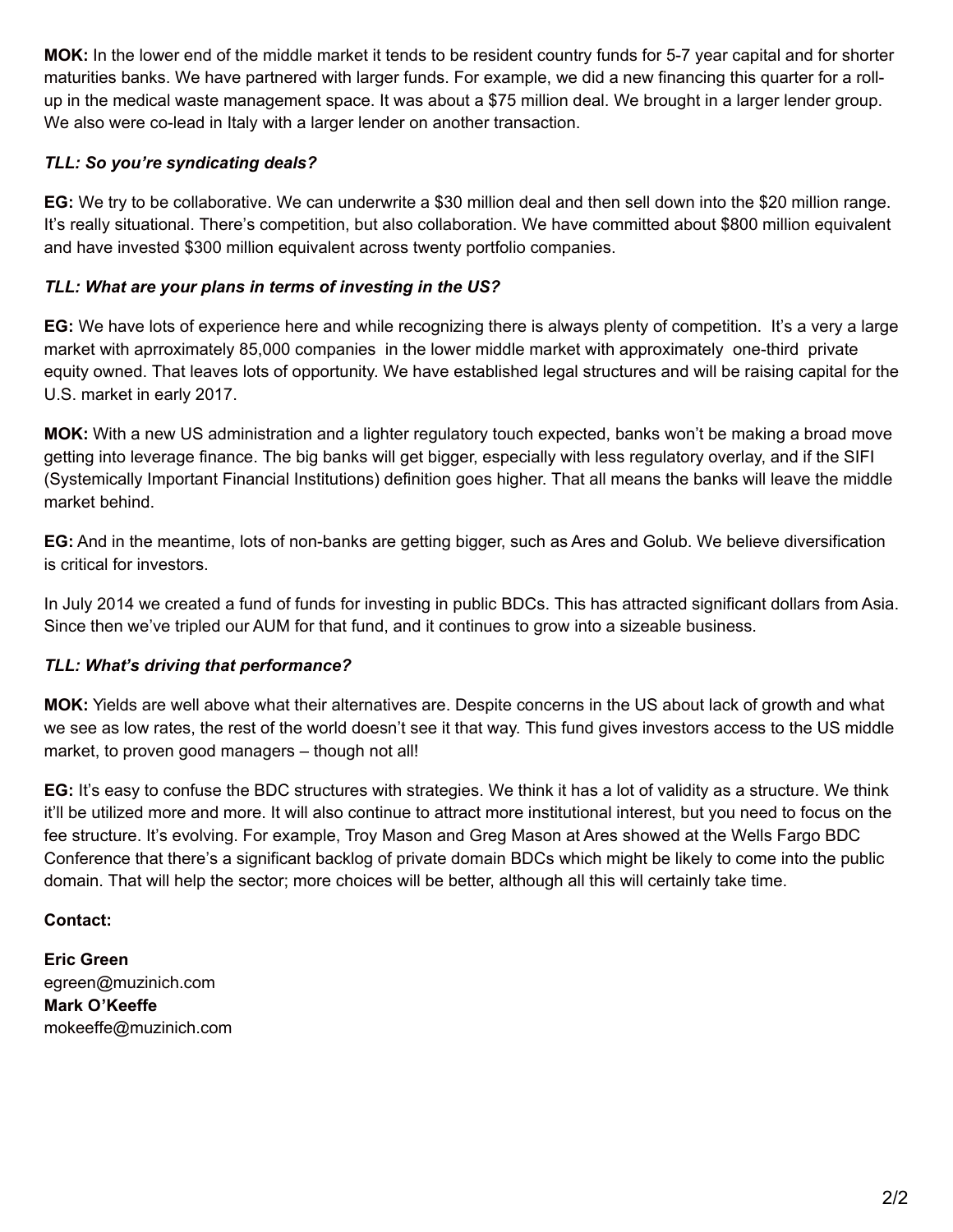**MOK:** In the lower end of the middle market it tends to be resident country funds for 5-7 year capital and for shorter maturities banks. We have partnered with larger funds. For example, we did a new financing this quarter for a roll-up in the medical waste management space. It was about a $75 million deal. We brought in a larger lender group. We also were co-lead in Italy with a larger lender on another transaction.

***TLL: So you're syndicating deals?***

**EG:** We try to be collaborative. We can underwrite a $30 million deal and then sell down into the $20 million range. It's really situational. There's competition, but also collaboration. We have committed about $800 million equivalent and have invested $300 million equivalent across twenty portfolio companies.

***TLL: What are your plans in terms of investing in the US?***

**EG:** We have lots of experience here and while recognizing there is always plenty of competition. It's a very a large market with aprroximately 85,000 companies in the lower middle market with approximately one-third private equity owned. That leaves lots of opportunity. We have established legal structures and will be raising capital for the U.S. market in early 2017.

**MOK:** With a new US administration and a lighter regulatory touch expected, banks won't be making a broad move getting into leverage finance. The big banks will get bigger, especially with less regulatory overlay, and if the SIFI (Systemically Important Financial Institutions) definition goes higher. That all means the banks will leave the middle market behind.

**EG:** And in the meantime, lots of non-banks are getting bigger, such as Ares and Golub. We believe diversification is critical for investors.

In July 2014 we created a fund of funds for investing in public BDCs. This has attracted significant dollars from Asia. Since then we've tripled our AUM for that fund, and it continues to grow into a sizeable business.

***TLL: What's driving that performance?***

**MOK:** Yields are well above what their alternatives are. Despite concerns in the US about lack of growth and what we see as low rates, the rest of the world doesn't see it that way. This fund gives investors access to the US middle market, to proven good managers – though not all!

**EG:** It's easy to confuse the BDC structures with strategies. We think it has a lot of validity as a structure. We think it'll be utilized more and more. It will also continue to attract more institutional interest, but you need to focus on the fee structure. It's evolving. For example, Troy Mason and Greg Mason at Ares showed at the Wells Fargo BDC Conference that there's a significant backlog of private domain BDCs which might be likely to come into the public domain. That will help the sector; more choices will be better, although all this will certainly take time.

**Contact:**

**Eric Green**
egreen@muzinich.com
**Mark O'Keeffe**
mokeeffe@muzinich.com